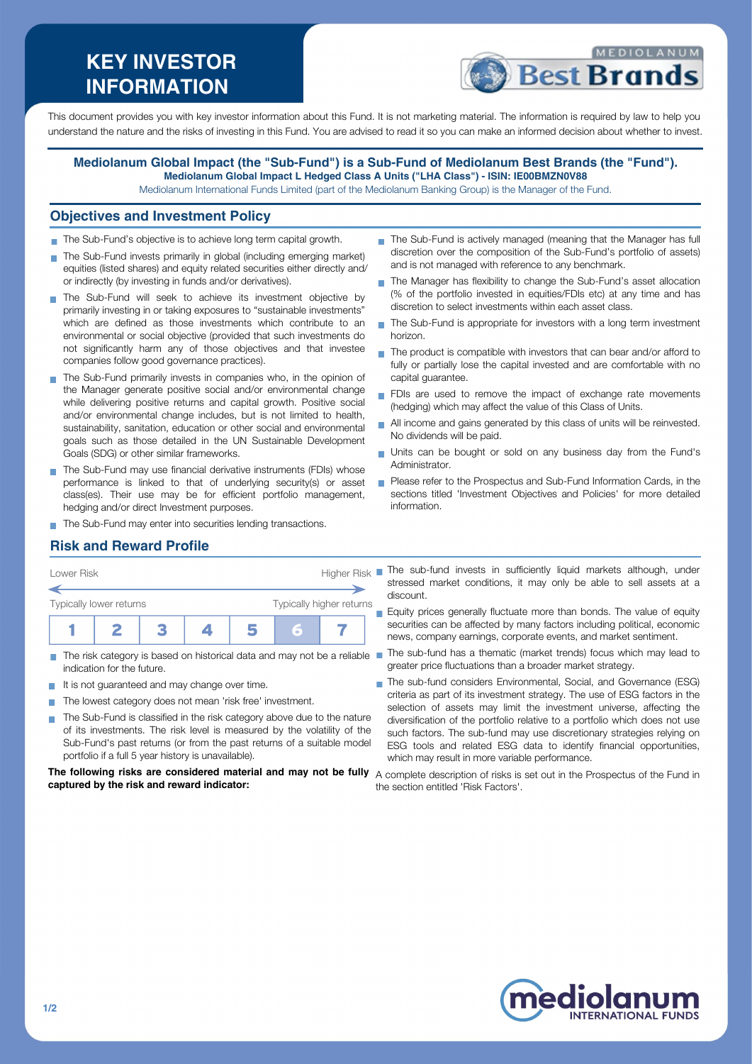# KEY INVESTOR INFORMATION

This document provides you with key investor information about this Fund. It is not marketing material. The information is required by law to help you understand the nature and the risks of investing in this Fund. You are advised to read it so you can make an informed decision about whether to invest.

**Mediolanum Global Impact (the "Sub-Fund") is a Sub-Fund of Mediolanum Best Brands (the "Fund").**
**Mediolanum Global Impact L Hedged Class A Units ("LHA Class") - ISIN: IE00BMZN0V88**
Mediolanum International Funds Limited (part of the Mediolanum Banking Group) is the Manager of the Fund.

## Objectives and Investment Policy

- The Sub-Fund's objective is to achieve long term capital growth.
- The Sub-Fund invests primarily in global (including emerging market) equities (listed shares) and equity related securities either directly and/ or indirectly (by investing in funds and/or derivatives).
- The Sub-Fund will seek to achieve its investment objective by primarily investing in or taking exposures to "sustainable investments" which are defined as those investments which contribute to an environmental or social objective (provided that such investments do not significantly harm any of those objectives and that investee companies follow good governance practices).
- The Sub-Fund primarily invests in companies who, in the opinion of the Manager generate positive social and/or environmental change while delivering positive returns and capital growth. Positive social and/or environmental change includes, but is not limited to health, sustainability, sanitation, education or other social and environmental goals such as those detailed in the UN Sustainable Development Goals (SDG) or other similar frameworks.
- The Sub-Fund may use financial derivative instruments (FDIs) whose performance is linked to that of underlying security(s) or asset class(es). Their use may be for efficient portfolio management, hedging and/or direct Investment purposes.
- The Sub-Fund may enter into securities lending transactions.
- The Sub-Fund is actively managed (meaning that the Manager has full discretion over the composition of the Sub-Fund's portfolio of assets) and is not managed with reference to any benchmark.
- The Manager has flexibility to change the Sub-Fund's asset allocation (% of the portfolio invested in equities/FDIs etc) at any time and has discretion to select investments within each asset class.
- The Sub-Fund is appropriate for investors with a long term investment horizon.
- The product is compatible with investors that can bear and/or afford to fully or partially lose the capital invested and are comfortable with no capital guarantee.
- FDIs are used to remove the impact of exchange rate movements (hedging) which may affect the value of this Class of Units.
- All income and gains generated by this class of units will be reinvested. No dividends will be paid.
- Units can be bought or sold on any business day from the Fund's Administrator.
- Please refer to the Prospectus and Sub-Fund Information Cards, in the sections titled 'Investment Objectives and Policies' for more detailed information.

## Risk and Reward Profile

Lower Risk — Higher Risk

Typically lower returns — Typically higher returns

| 1 | 2 | 3 | 4 | 5 | **6** | 7 |
|---|---|---|---|---|---|---|

- The risk category is based on historical data and may not be a reliable indication for the future.
- It is not guaranteed and may change over time.
- The lowest category does not mean 'risk free' investment.
- The Sub-Fund is classified in the risk category above due to the nature of its investments. The risk level is measured by the volatility of the Sub-Fund's past returns (or from the past returns of a suitable model portfolio if a full 5 year history is unavailable).

**The following risks are considered material and may not be fully captured by the risk and reward indicator:**

- The sub-fund invests in sufficiently liquid markets although, under stressed market conditions, it may only be able to sell assets at a discount.
- Equity prices generally fluctuate more than bonds. The value of equity securities can be affected by many factors including political, economic news, company earnings, corporate events, and market sentiment.
- The sub-fund has a thematic (market trends) focus which may lead to greater price fluctuations than a broader market strategy.
- The sub-fund considers Environmental, Social, and Governance (ESG) criteria as part of its investment strategy. The use of ESG factors in the selection of assets may limit the investment universe, affecting the diversification of the portfolio relative to a portfolio which does not use such factors. The sub-fund may use discretionary strategies relying on ESG tools and related ESG data to identify financial opportunities, which may result in more variable performance.

A complete description of risks is set out in the Prospectus of the Fund in the section entitled 'Risk Factors'.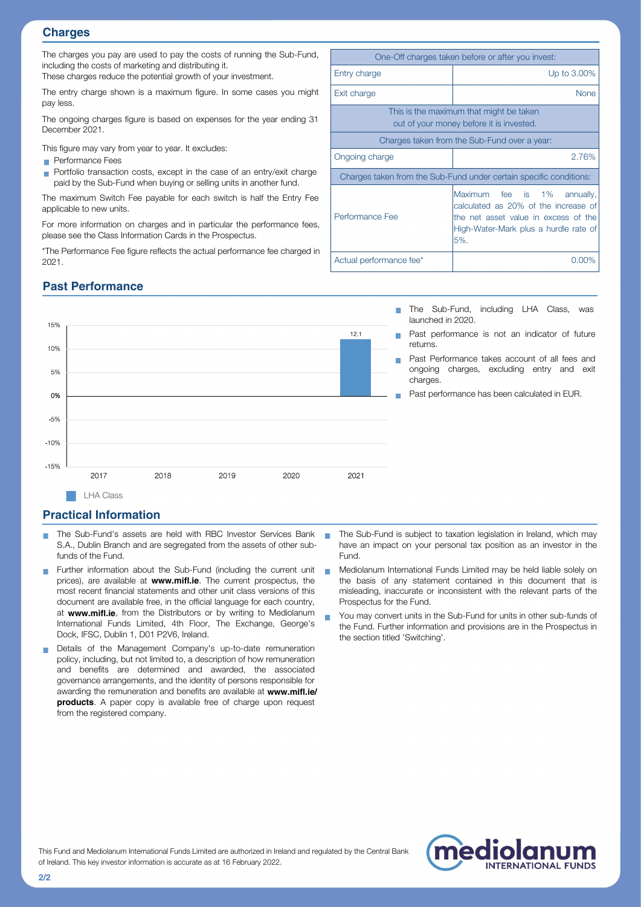## Charges

The charges you pay are used to pay the costs of running the Sub-Fund, including the costs of marketing and distributing it.
These charges reduce the potential growth of your investment.

The entry charge shown is a maximum figure. In some cases you might pay less.

The ongoing charges figure is based on expenses for the year ending 31 December 2021.

This figure may vary from year to year. It excludes:

- Performance Fees
- Portfolio transaction costs, except in the case of an entry/exit charge paid by the Sub-Fund when buying or selling units in another fund.

The maximum Switch Fee payable for each switch is half the Entry Fee applicable to new units.

For more information on charges and in particular the performance fees, please see the Class Information Cards in the Prospectus.

*The Performance Fee figure reflects the actual performance fee charged in 2021.

| One-Off charges taken before or after you invest: | |
|---|---|
| Entry charge | Up to 3.00% |
| Exit charge | None |
| This is the maximum that might be taken out of your money before it is invested. | |
| Charges taken from the Sub-Fund over a year: | |
| Ongoing charge | 2.76% |
| Charges taken from the Sub-Fund under certain specific conditions: | |
| Performance Fee | Maximum fee is 1% annually, calculated as 20% of the increase of the net asset value in excess of the High-Water-Mark plus a hurdle rate of 5%. |
| Actual performance fee* | 0.00% |

## Past Performance

15%
10%
5%
0%
-5%
-10%
-15%

12.1

2017 2018 2019 2020 2021

LHA Class

- The Sub-Fund, including LHA Class, was launched in 2020.
- Past performance is not an indicator of future returns.
- Past Performance takes account of all fees and ongoing charges, excluding entry and exit charges.
- Past performance has been calculated in EUR.

## Practical Information

- The Sub-Fund's assets are held with RBC Investor Services Bank S.A., Dublin Branch and are segregated from the assets of other sub-funds of the Fund.
- Further information about the Sub-Fund (including the current unit prices), are available at **www.mifl.ie**. The current prospectus, the most recent financial statements and other unit class versions of this document are available free, in the official language for each country, at **www.mifl.ie**, from the Distributors or by writing to Mediolanum International Funds Limited, 4th Floor, The Exchange, George's Dock, IFSC, Dublin 1, D01 P2V6, Ireland.
- Details of the Management Company's up-to-date remuneration policy, including, but not limited to, a description of how remuneration and benefits are determined and awarded, the associated governance arrangements, and the identity of persons responsible for awarding the remuneration and benefits are available at **www.mifl.ie/products**. A paper copy is available free of charge upon request from the registered company.
- The Sub-Fund is subject to taxation legislation in Ireland, which may have an impact on your personal tax position as an investor in the Fund.
- Mediolanum International Funds Limited may be held liable solely on the basis of any statement contained in this document that is misleading, inaccurate or inconsistent with the relevant parts of the Prospectus for the Fund.
- You may convert units in the Sub-Fund for units in other sub-funds of the Fund. Further information and provisions are in the Prospectus in the section titled 'Switching'.

This Fund and Mediolanum International Funds Limited are authorized in Ireland and regulated by the Central Bank of Ireland. This key investor information is accurate as at 16 February 2022.

mediolanum INTERNATIONAL FUNDS